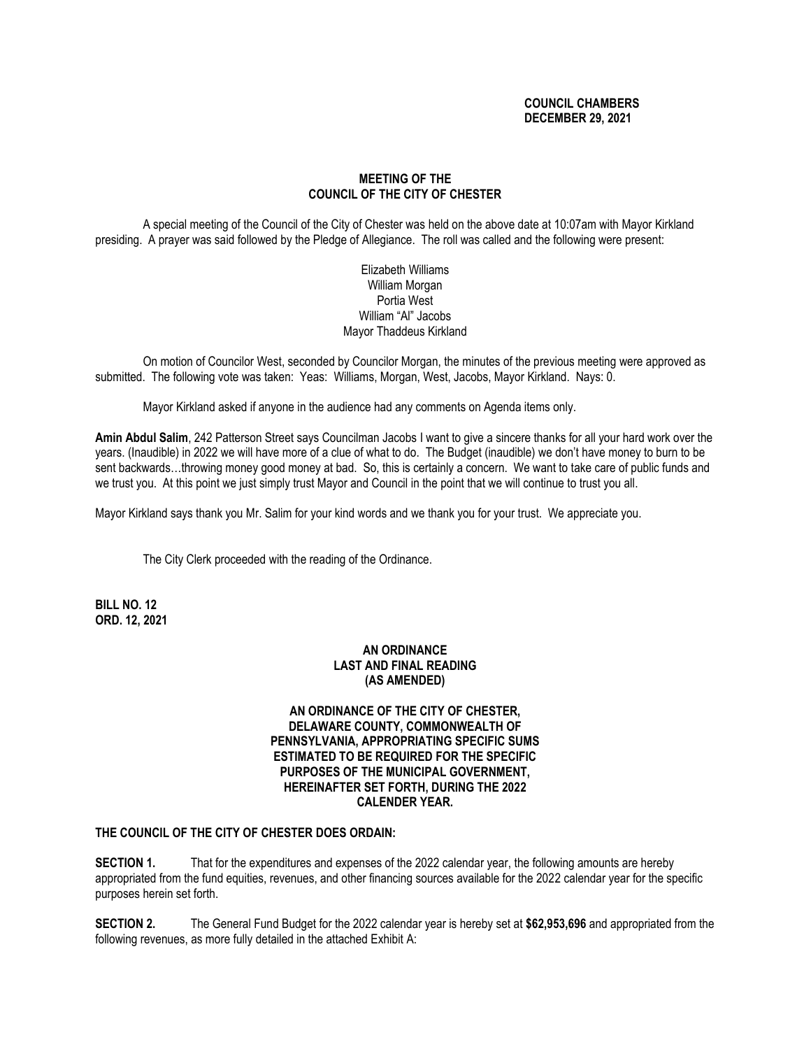**COUNCIL CHAMBERS**
**DECEMBER 29, 2021**

**MEETING OF THE**
**COUNCIL OF THE CITY OF CHESTER**

A special meeting of the Council of the City of Chester was held on the above date at 10:07am with Mayor Kirkland presiding. A prayer was said followed by the Pledge of Allegiance. The roll was called and the following were present:

Elizabeth Williams
William Morgan
Portia West
William "Al" Jacobs
Mayor Thaddeus Kirkland

On motion of Councilor West, seconded by Councilor Morgan, the minutes of the previous meeting were approved as submitted. The following vote was taken: Yeas: Williams, Morgan, West, Jacobs, Mayor Kirkland. Nays: 0.

Mayor Kirkland asked if anyone in the audience had any comments on Agenda items only.

**Amin Abdul Salim**, 242 Patterson Street says Councilman Jacobs I want to give a sincere thanks for all your hard work over the years. (Inaudible) in 2022 we will have more of a clue of what to do. The Budget (inaudible) we don't have money to burn to be sent backwards…throwing money good money at bad. So, this is certainly a concern. We want to take care of public funds and we trust you. At this point we just simply trust Mayor and Council in the point that we will continue to trust you all.

Mayor Kirkland says thank you Mr. Salim for your kind words and we thank you for your trust. We appreciate you.

The City Clerk proceeded with the reading of the Ordinance.

**BILL NO. 12**
**ORD. 12, 2021**

**AN ORDINANCE**
**LAST AND FINAL READING**
**(AS AMENDED)**

**AN ORDINANCE OF THE CITY OF CHESTER, DELAWARE COUNTY, COMMONWEALTH OF PENNSYLVANIA, APPROPRIATING SPECIFIC SUMS ESTIMATED TO BE REQUIRED FOR THE SPECIFIC PURPOSES OF THE MUNICIPAL GOVERNMENT, HEREINAFTER SET FORTH, DURING THE 2022 CALENDER YEAR.**

**THE COUNCIL OF THE CITY OF CHESTER DOES ORDAIN:**

**SECTION 1.** That for the expenditures and expenses of the 2022 calendar year, the following amounts are hereby appropriated from the fund equities, revenues, and other financing sources available for the 2022 calendar year for the specific purposes herein set forth.

**SECTION 2.** The General Fund Budget for the 2022 calendar year is hereby set at **$62,953,696** and appropriated from the following revenues, as more fully detailed in the attached Exhibit A: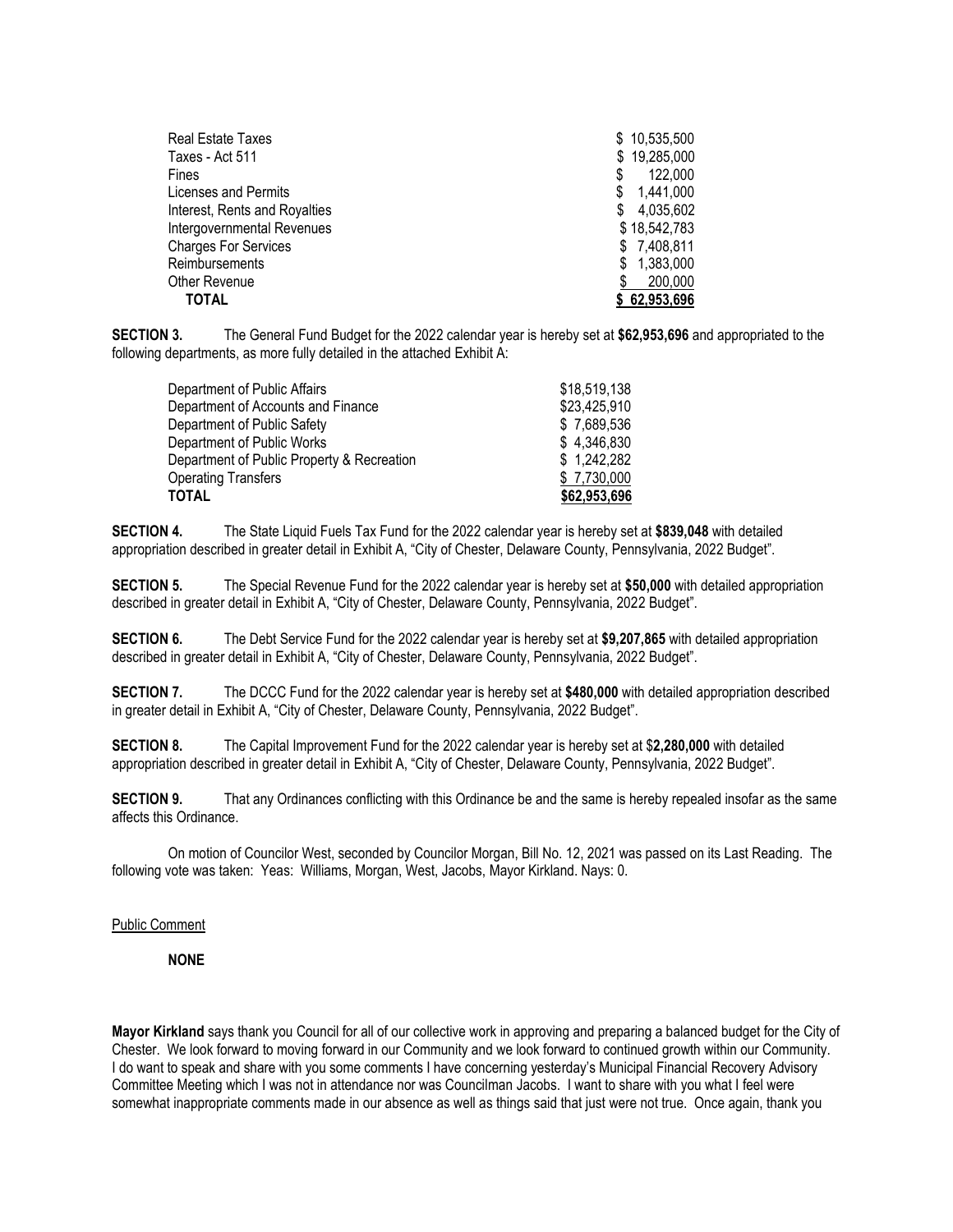| | |
|---|---|
| Real Estate Taxes | $ 10,535,500 |
| Taxes - Act 511 | $ 19,285,000 |
| Fines | $ 122,000 |
| Licenses and Permits | $ 1,441,000 |
| Interest, Rents and Royalties | $ 4,035,602 |
| Intergovernmental Revenues | $ 18,542,783 |
| Charges For Services | $ 7,408,811 |
| Reimbursements | $ 1,383,000 |
| Other Revenue | $ 200,000 |
| **TOTAL** | **$ 62,953,696** |

**SECTION 3.** The General Fund Budget for the 2022 calendar year is hereby set at **$62,953,696** and appropriated to the following departments, as more fully detailed in the attached Exhibit A:

| | |
|---|---|
| Department of Public Affairs | $18,519,138 |
| Department of Accounts and Finance | $23,425,910 |
| Department of Public Safety | $ 7,689,536 |
| Department of Public Works | $ 4,346,830 |
| Department of Public Property & Recreation | $ 1,242,282 |
| Operating Transfers | $ 7,730,000 |
| **TOTAL** | **$62,953,696** |

**SECTION 4.** The State Liquid Fuels Tax Fund for the 2022 calendar year is hereby set at **$839,048** with detailed appropriation described in greater detail in Exhibit A, "City of Chester, Delaware County, Pennsylvania, 2022 Budget".

**SECTION 5.** The Special Revenue Fund for the 2022 calendar year is hereby set at **$50,000** with detailed appropriation described in greater detail in Exhibit A, "City of Chester, Delaware County, Pennsylvania, 2022 Budget".

**SECTION 6.** The Debt Service Fund for the 2022 calendar year is hereby set at **$9,207,865** with detailed appropriation described in greater detail in Exhibit A, "City of Chester, Delaware County, Pennsylvania, 2022 Budget".

**SECTION 7.** The DCCC Fund for the 2022 calendar year is hereby set at **$480,000** with detailed appropriation described in greater detail in Exhibit A, "City of Chester, Delaware County, Pennsylvania, 2022 Budget".

**SECTION 8.** The Capital Improvement Fund for the 2022 calendar year is hereby set at $**2,280,000** with detailed appropriation described in greater detail in Exhibit A, "City of Chester, Delaware County, Pennsylvania, 2022 Budget".

**SECTION 9.** That any Ordinances conflicting with this Ordinance be and the same is hereby repealed insofar as the same affects this Ordinance.

On motion of Councilor West, seconded by Councilor Morgan, Bill No. 12, 2021 was passed on its Last Reading. The following vote was taken: Yeas: Williams, Morgan, West, Jacobs, Mayor Kirkland. Nays: 0.

Public Comment

**NONE**

**Mayor Kirkland** says thank you Council for all of our collective work in approving and preparing a balanced budget for the City of Chester. We look forward to moving forward in our Community and we look forward to continued growth within our Community. I do want to speak and share with you some comments I have concerning yesterday's Municipal Financial Recovery Advisory Committee Meeting which I was not in attendance nor was Councilman Jacobs. I want to share with you what I feel were somewhat inappropriate comments made in our absence as well as things said that just were not true. Once again, thank you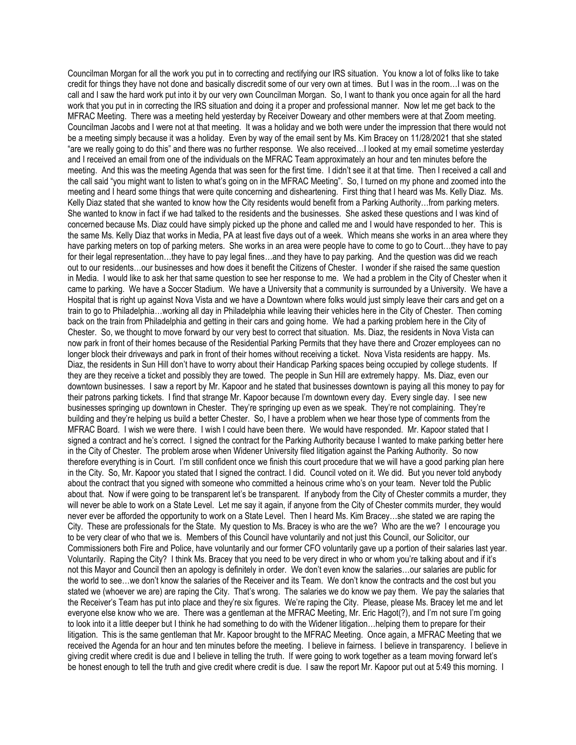Councilman Morgan for all the work you put in to correcting and rectifying our IRS situation. You know a lot of folks like to take credit for things they have not done and basically discredit some of our very own at times. But I was in the room…I was on the call and I saw the hard work put into it by our very own Councilman Morgan. So, I want to thank you once again for all the hard work that you put in in correcting the IRS situation and doing it a proper and professional manner. Now let me get back to the MFRAC Meeting. There was a meeting held yesterday by Receiver Doweary and other members were at that Zoom meeting. Councilman Jacobs and I were not at that meeting. It was a holiday and we both were under the impression that there would not be a meeting simply because it was a holiday. Even by way of the email sent by Ms. Kim Bracey on 11/28/2021 that she stated "are we really going to do this" and there was no further response. We also received…I looked at my email sometime yesterday and I received an email from one of the individuals on the MFRAC Team approximately an hour and ten minutes before the meeting. And this was the meeting Agenda that was seen for the first time. I didn't see it at that time. Then I received a call and the call said "you might want to listen to what's going on in the MFRAC Meeting". So, I turned on my phone and zoomed into the meeting and I heard some things that were quite concerning and disheartening. First thing that I heard was Ms. Kelly Diaz. Ms. Kelly Diaz stated that she wanted to know how the City residents would benefit from a Parking Authority…from parking meters. She wanted to know in fact if we had talked to the residents and the businesses. She asked these questions and I was kind of concerned because Ms. Diaz could have simply picked up the phone and called me and I would have responded to her. This is the same Ms. Kelly Diaz that works in Media, PA at least five days out of a week. Which means she works in an area where they have parking meters on top of parking meters. She works in an area were people have to come to go to Court…they have to pay for their legal representation…they have to pay legal fines…and they have to pay parking. And the question was did we reach out to our residents…our businesses and how does it benefit the Citizens of Chester. I wonder if she raised the same question in Media. I would like to ask her that same question to see her response to me. We had a problem in the City of Chester when it came to parking. We have a Soccer Stadium. We have a University that a community is surrounded by a University. We have a Hospital that is right up against Nova Vista and we have a Downtown where folks would just simply leave their cars and get on a train to go to Philadelphia…working all day in Philadelphia while leaving their vehicles here in the City of Chester. Then coming back on the train from Philadelphia and getting in their cars and going home. We had a parking problem here in the City of Chester. So, we thought to move forward by our very best to correct that situation. Ms. Diaz, the residents in Nova Vista can now park in front of their homes because of the Residential Parking Permits that they have there and Crozer employees can no longer block their driveways and park in front of their homes without receiving a ticket. Nova Vista residents are happy. Ms. Diaz, the residents in Sun Hill don't have to worry about their Handicap Parking spaces being occupied by college students. If they are they receive a ticket and possibly they are towed. The people in Sun Hill are extremely happy. Ms. Diaz, even our downtown businesses. I saw a report by Mr. Kapoor and he stated that businesses downtown is paying all this money to pay for their patrons parking tickets. I find that strange Mr. Kapoor because I'm downtown every day. Every single day. I see new businesses springing up downtown in Chester. They're springing up even as we speak. They're not complaining. They're building and they're helping us build a better Chester. So, I have a problem when we hear those type of comments from the MFRAC Board. I wish we were there. I wish I could have been there. We would have responded. Mr. Kapoor stated that I signed a contract and he's correct. I signed the contract for the Parking Authority because I wanted to make parking better here in the City of Chester. The problem arose when Widener University filed litigation against the Parking Authority. So now therefore everything is in Court. I'm still confident once we finish this court procedure that we will have a good parking plan here in the City. So, Mr. Kapoor you stated that I signed the contract. I did. Council voted on it. We did. But you never told anybody about the contract that you signed with someone who committed a heinous crime who's on your team. Never told the Public about that. Now if were going to be transparent let's be transparent. If anybody from the City of Chester commits a murder, they will never be able to work on a State Level. Let me say it again, if anyone from the City of Chester commits murder, they would never ever be afforded the opportunity to work on a State Level. Then I heard Ms. Kim Bracey…she stated we are raping the City. These are professionals for the State. My question to Ms. Bracey is who are the we? Who are the we? I encourage you to be very clear of who that we is. Members of this Council have voluntarily and not just this Council, our Solicitor, our Commissioners both Fire and Police, have voluntarily and our former CFO voluntarily gave up a portion of their salaries last year. Voluntarily. Raping the City? I think Ms. Bracey that you need to be very direct in who or whom you're talking about and if it's not this Mayor and Council then an apology is definitely in order. We don't even know the salaries…our salaries are public for the world to see…we don't know the salaries of the Receiver and its Team. We don't know the contracts and the cost but you stated we (whoever we are) are raping the City. That's wrong. The salaries we do know we pay them. We pay the salaries that the Receiver's Team has put into place and they're six figures. We're raping the City. Please, please Ms. Bracey let me and let everyone else know who we are. There was a gentleman at the MFRAC Meeting, Mr. Eric Hagot(?), and I'm not sure I'm going to look into it a little deeper but I think he had something to do with the Widener litigation…helping them to prepare for their litigation. This is the same gentleman that Mr. Kapoor brought to the MFRAC Meeting. Once again, a MFRAC Meeting that we received the Agenda for an hour and ten minutes before the meeting. I believe in fairness. I believe in transparency. I believe in giving credit where credit is due and I believe in telling the truth. If were going to work together as a team moving forward let's be honest enough to tell the truth and give credit where credit is due. I saw the report Mr. Kapoor put out at 5:49 this morning. I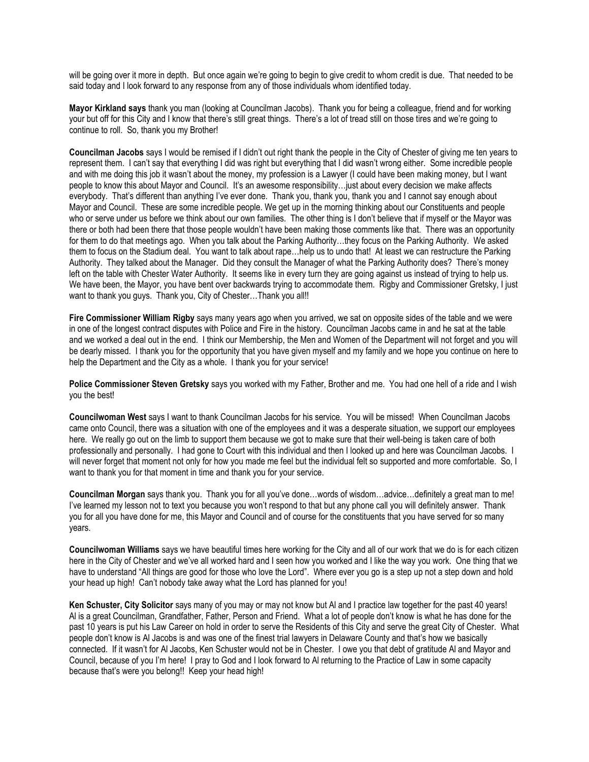will be going over it more in depth. But once again we're going to begin to give credit to whom credit is due. That needed to be said today and I look forward to any response from any of those individuals whom identified today.

**Mayor Kirkland says** thank you man (looking at Councilman Jacobs). Thank you for being a colleague, friend and for working your but off for this City and I know that there's still great things. There's a lot of tread still on those tires and we're going to continue to roll. So, thank you my Brother!

**Councilman Jacobs** says I would be remised if I didn't out right thank the people in the City of Chester of giving me ten years to represent them. I can't say that everything I did was right but everything that I did wasn't wrong either. Some incredible people and with me doing this job it wasn't about the money, my profession is a Lawyer (I could have been making money, but I want people to know this about Mayor and Council. It's an awesome responsibility…just about every decision we make affects everybody. That's different than anything I've ever done. Thank you, thank you, thank you and I cannot say enough about Mayor and Council. These are some incredible people. We get up in the morning thinking about our Constituents and people who or serve under us before we think about our own families. The other thing is I don't believe that if myself or the Mayor was there or both had been there that those people wouldn't have been making those comments like that. There was an opportunity for them to do that meetings ago. When you talk about the Parking Authority…they focus on the Parking Authority. We asked them to focus on the Stadium deal. You want to talk about rape…help us to undo that! At least we can restructure the Parking Authority. They talked about the Manager. Did they consult the Manager of what the Parking Authority does? There's money left on the table with Chester Water Authority. It seems like in every turn they are going against us instead of trying to help us. We have been, the Mayor, you have bent over backwards trying to accommodate them. Rigby and Commissioner Gretsky, I just want to thank you guys. Thank you, City of Chester…Thank you all!!

**Fire Commissioner William Rigby** says many years ago when you arrived, we sat on opposite sides of the table and we were in one of the longest contract disputes with Police and Fire in the history. Councilman Jacobs came in and he sat at the table and we worked a deal out in the end. I think our Membership, the Men and Women of the Department will not forget and you will be dearly missed. I thank you for the opportunity that you have given myself and my family and we hope you continue on here to help the Department and the City as a whole. I thank you for your service!

**Police Commissioner Steven Gretsky** says you worked with my Father, Brother and me. You had one hell of a ride and I wish you the best!

**Councilwoman West** says I want to thank Councilman Jacobs for his service. You will be missed! When Councilman Jacobs came onto Council, there was a situation with one of the employees and it was a desperate situation, we support our employees here. We really go out on the limb to support them because we got to make sure that their well-being is taken care of both professionally and personally. I had gone to Court with this individual and then I looked up and here was Councilman Jacobs. I will never forget that moment not only for how you made me feel but the individual felt so supported and more comfortable. So, I want to thank you for that moment in time and thank you for your service.

**Councilman Morgan** says thank you. Thank you for all you've done…words of wisdom…advice…definitely a great man to me! I've learned my lesson not to text you because you won't respond to that but any phone call you will definitely answer. Thank you for all you have done for me, this Mayor and Council and of course for the constituents that you have served for so many years.

**Councilwoman Williams** says we have beautiful times here working for the City and all of our work that we do is for each citizen here in the City of Chester and we've all worked hard and I seen how you worked and I like the way you work. One thing that we have to understand "All things are good for those who love the Lord". Where ever you go is a step up not a step down and hold your head up high! Can't nobody take away what the Lord has planned for you!

**Ken Schuster, City Solicitor** says many of you may or may not know but Al and I practice law together for the past 40 years! Al is a great Councilman, Grandfather, Father, Person and Friend. What a lot of people don't know is what he has done for the past 10 years is put his Law Career on hold in order to serve the Residents of this City and serve the great City of Chester. What people don't know is Al Jacobs is and was one of the finest trial lawyers in Delaware County and that's how we basically connected. If it wasn't for Al Jacobs, Ken Schuster would not be in Chester. I owe you that debt of gratitude Al and Mayor and Council, because of you I'm here! I pray to God and I look forward to Al returning to the Practice of Law in some capacity because that's were you belong!! Keep your head high!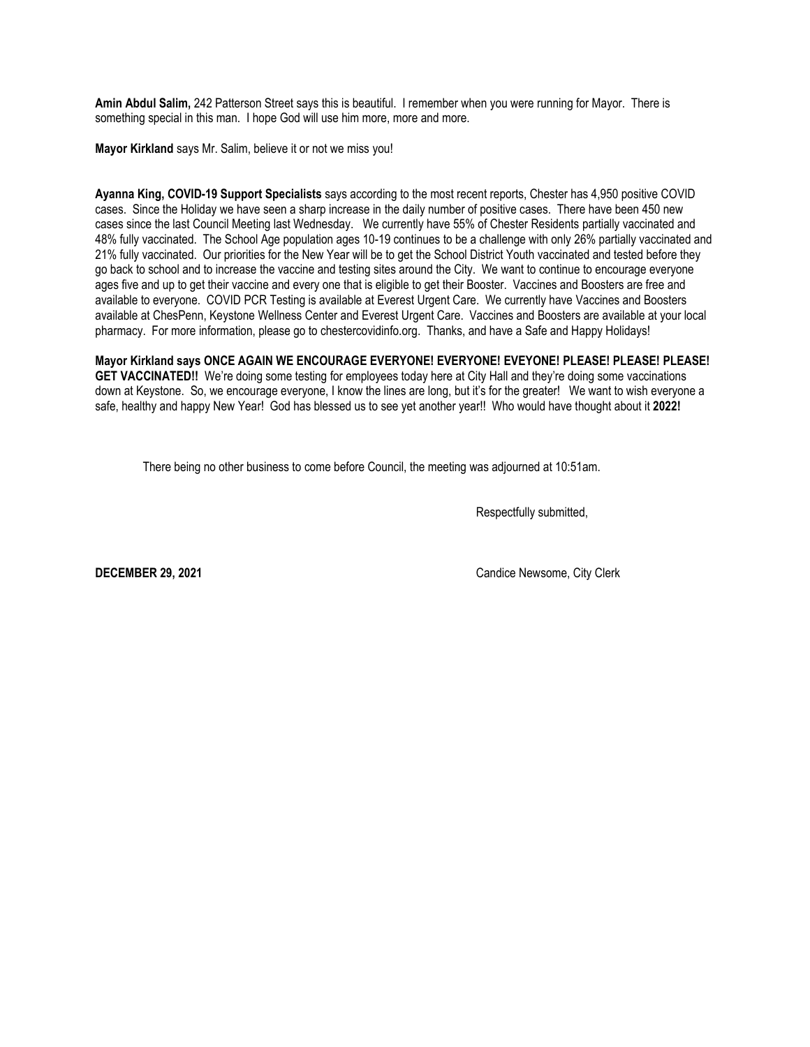**Amin Abdul Salim,** 242 Patterson Street says this is beautiful. I remember when you were running for Mayor. There is something special in this man. I hope God will use him more, more and more.

**Mayor Kirkland** says Mr. Salim, believe it or not we miss you!

**Ayanna King, COVID-19 Support Specialists** says according to the most recent reports, Chester has 4,950 positive COVID cases. Since the Holiday we have seen a sharp increase in the daily number of positive cases. There have been 450 new cases since the last Council Meeting last Wednesday. We currently have 55% of Chester Residents partially vaccinated and 48% fully vaccinated. The School Age population ages 10-19 continues to be a challenge with only 26% partially vaccinated and 21% fully vaccinated. Our priorities for the New Year will be to get the School District Youth vaccinated and tested before they go back to school and to increase the vaccine and testing sites around the City. We want to continue to encourage everyone ages five and up to get their vaccine and every one that is eligible to get their Booster. Vaccines and Boosters are free and available to everyone. COVID PCR Testing is available at Everest Urgent Care. We currently have Vaccines and Boosters available at ChesPenn, Keystone Wellness Center and Everest Urgent Care. Vaccines and Boosters are available at your local pharmacy. For more information, please go to chestercovidinfo.org. Thanks, and have a Safe and Happy Holidays!

**Mayor Kirkland says ONCE AGAIN WE ENCOURAGE EVERYONE! EVERYONE! EVEYONE! PLEASE! PLEASE! PLEASE! GET VACCINATED!!** We're doing some testing for employees today here at City Hall and they're doing some vaccinations down at Keystone. So, we encourage everyone, I know the lines are long, but it's for the greater! We want to wish everyone a safe, healthy and happy New Year! God has blessed us to see yet another year!! Who would have thought about it **2022!**

There being no other business to come before Council, the meeting was adjourned at 10:51am.

Respectfully submitted,

**DECEMBER 29, 2021**

Candice Newsome, City Clerk